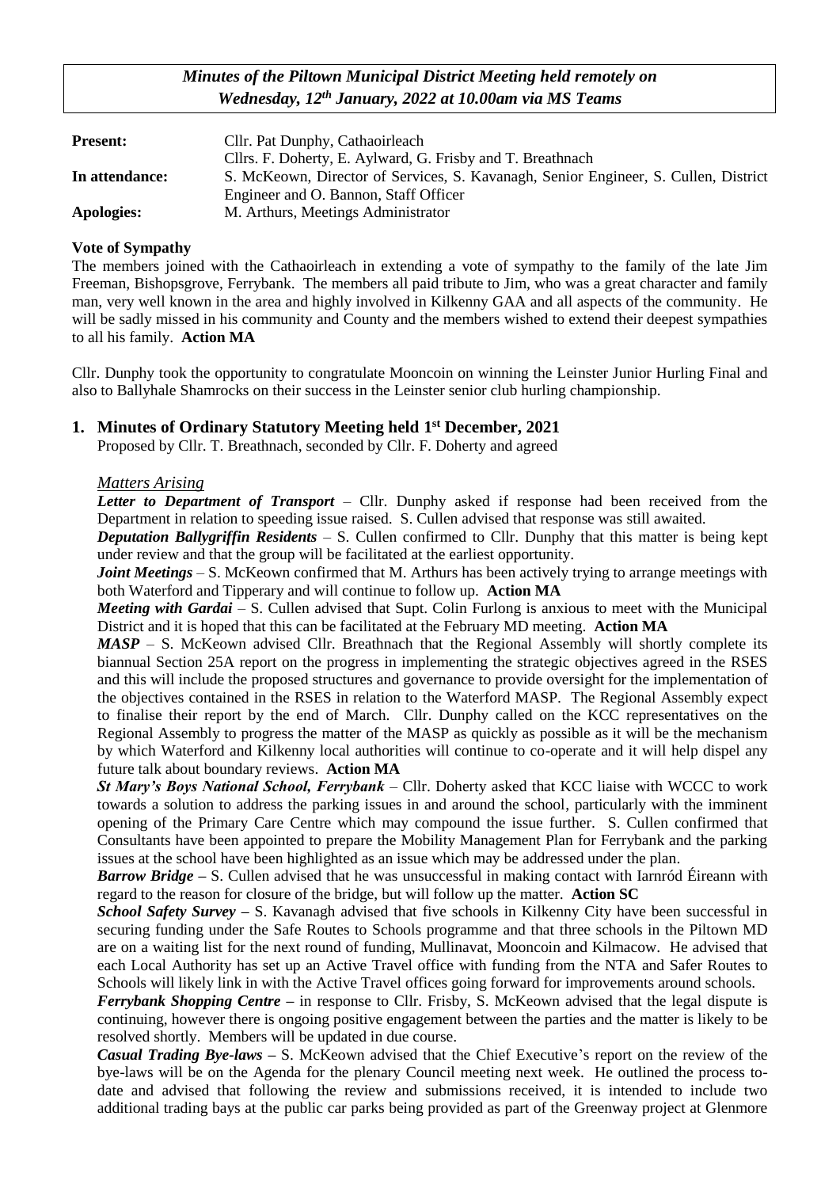*Minutes of the Piltown Municipal District Meeting held remotely on Wednesday, 12th January, 2022 at 10.00am via MS Teams*

| | |
|---|---|
| **Present:** | Cllr. Pat Dunphy, Cathaoirleach |
| | Cllrs. F. Doherty, E. Aylward, G. Frisby and T. Breathnach |
| **In attendance:** | S. McKeown, Director of Services, S. Kavanagh, Senior Engineer, S. Cullen, District Engineer and O. Bannon, Staff Officer |
| **Apologies:** | M. Arthurs, Meetings Administrator |

**Vote of Sympathy**

The members joined with the Cathaoirleach in extending a vote of sympathy to the family of the late Jim Freeman, Bishopsgrove, Ferrybank. The members all paid tribute to Jim, who was a great character and family man, very well known in the area and highly involved in Kilkenny GAA and all aspects of the community. He will be sadly missed in his community and County and the members wished to extend their deepest sympathies to all his family. **Action MA**

Cllr. Dunphy took the opportunity to congratulate Mooncoin on winning the Leinster Junior Hurling Final and also to Ballyhale Shamrocks on their success in the Leinster senior club hurling championship.

## 1. Minutes of Ordinary Statutory Meeting held 1st December, 2021

Proposed by Cllr. T. Breathnach, seconded by Cllr. F. Doherty and agreed

*Matters Arising*

***Letter to Department of Transport*** – Cllr. Dunphy asked if response had been received from the Department in relation to speeding issue raised. S. Cullen advised that response was still awaited.

***Deputation Ballygriffin Residents*** – S. Cullen confirmed to Cllr. Dunphy that this matter is being kept under review and that the group will be facilitated at the earliest opportunity.

***Joint Meetings*** – S. McKeown confirmed that M. Arthurs has been actively trying to arrange meetings with both Waterford and Tipperary and will continue to follow up. **Action MA**

***Meeting with Gardai*** – S. Cullen advised that Supt. Colin Furlong is anxious to meet with the Municipal District and it is hoped that this can be facilitated at the February MD meeting. **Action MA**

***MASP*** – S. McKeown advised Cllr. Breathnach that the Regional Assembly will shortly complete its biannual Section 25A report on the progress in implementing the strategic objectives agreed in the RSES and this will include the proposed structures and governance to provide oversight for the implementation of the objectives contained in the RSES in relation to the Waterford MASP. The Regional Assembly expect to finalise their report by the end of March. Cllr. Dunphy called on the KCC representatives on the Regional Assembly to progress the matter of the MASP as quickly as possible as it will be the mechanism by which Waterford and Kilkenny local authorities will continue to co-operate and it will help dispel any future talk about boundary reviews. **Action MA**

***St Mary's Boys National School, Ferrybank*** – Cllr. Doherty asked that KCC liaise with WCCC to work towards a solution to address the parking issues in and around the school, particularly with the imminent opening of the Primary Care Centre which may compound the issue further. S. Cullen confirmed that Consultants have been appointed to prepare the Mobility Management Plan for Ferrybank and the parking issues at the school have been highlighted as an issue which may be addressed under the plan.

***Barrow Bridge*** – S. Cullen advised that he was unsuccessful in making contact with Iarnród Éireann with regard to the reason for closure of the bridge, but will follow up the matter. **Action SC**

***School Safety Survey*** – S. Kavanagh advised that five schools in Kilkenny City have been successful in securing funding under the Safe Routes to Schools programme and that three schools in the Piltown MD are on a waiting list for the next round of funding, Mullinavat, Mooncoin and Kilmacow. He advised that each Local Authority has set up an Active Travel office with funding from the NTA and Safer Routes to Schools will likely link in with the Active Travel offices going forward for improvements around schools.

***Ferrybank Shopping Centre*** – in response to Cllr. Frisby, S. McKeown advised that the legal dispute is continuing, however there is ongoing positive engagement between the parties and the matter is likely to be resolved shortly. Members will be updated in due course.

***Casual Trading Bye-laws*** – S. McKeown advised that the Chief Executive's report on the review of the bye-laws will be on the Agenda for the plenary Council meeting next week. He outlined the process to-date and advised that following the review and submissions received, it is intended to include two additional trading bays at the public car parks being provided as part of the Greenway project at Glenmore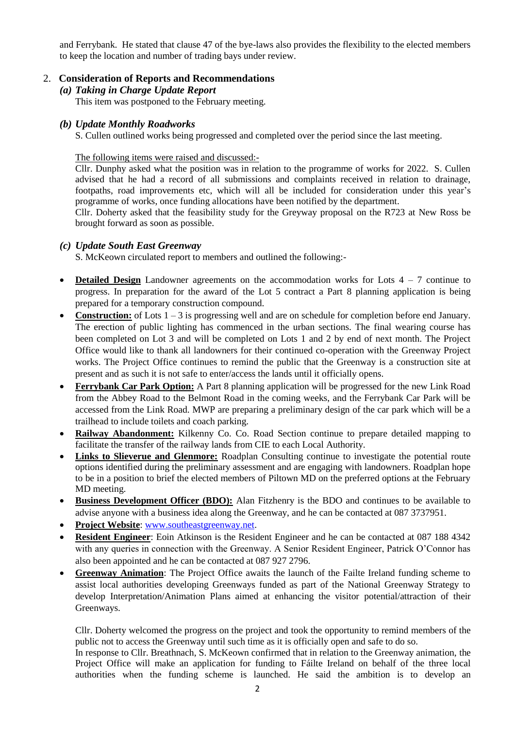and Ferrybank. He stated that clause 47 of the bye-laws also provides the flexibility to the elected members to keep the location and number of trading bays under review.

## 2. Consideration of Reports and Recommendations

### *(a) Taking in Charge Update Report*

This item was postponed to the February meeting.

### *(b) Update Monthly Roadworks*

S. Cullen outlined works being progressed and completed over the period since the last meeting.

The following items were raised and discussed:-

Cllr. Dunphy asked what the position was in relation to the programme of works for 2022. S. Cullen advised that he had a record of all submissions and complaints received in relation to drainage, footpaths, road improvements etc, which will all be included for consideration under this year's programme of works, once funding allocations have been notified by the department.

Cllr. Doherty asked that the feasibility study for the Greyway proposal on the R723 at New Ross be brought forward as soon as possible.

### *(c) Update South East Greenway*

S. McKeown circulated report to members and outlined the following:-

- **Detailed Design** Landowner agreements on the accommodation works for Lots 4 – 7 continue to progress. In preparation for the award of the Lot 5 contract a Part 8 planning application is being prepared for a temporary construction compound.
- **Construction:** of Lots 1 – 3 is progressing well and are on schedule for completion before end January. The erection of public lighting has commenced in the urban sections. The final wearing course has been completed on Lot 3 and will be completed on Lots 1 and 2 by end of next month. The Project Office would like to thank all landowners for their continued co-operation with the Greenway Project works. The Project Office continues to remind the public that the Greenway is a construction site at present and as such it is not safe to enter/access the lands until it officially opens.
- **Ferrybank Car Park Option:** A Part 8 planning application will be progressed for the new Link Road from the Abbey Road to the Belmont Road in the coming weeks, and the Ferrybank Car Park will be accessed from the Link Road. MWP are preparing a preliminary design of the car park which will be a trailhead to include toilets and coach parking.
- **Railway Abandonment:** Kilkenny Co. Co. Road Section continue to prepare detailed mapping to facilitate the transfer of the railway lands from CIE to each Local Authority.
- **Links to Slieverue and Glenmore:** Roadplan Consulting continue to investigate the potential route options identified during the preliminary assessment and are engaging with landowners. Roadplan hope to be in a position to brief the elected members of Piltown MD on the preferred options at the February MD meeting.
- **Business Development Officer (BDO):** Alan Fitzhenry is the BDO and continues to be available to advise anyone with a business idea along the Greenway, and he can be contacted at 087 3737951.
- **Project Website**: www.southeastgreenway.net.
- **Resident Engineer**: Eoin Atkinson is the Resident Engineer and he can be contacted at 087 188 4342 with any queries in connection with the Greenway. A Senior Resident Engineer, Patrick O'Connor has also been appointed and he can be contacted at 087 927 2796.
- **Greenway Animation**: The Project Office awaits the launch of the Failte Ireland funding scheme to assist local authorities developing Greenways funded as part of the National Greenway Strategy to develop Interpretation/Animation Plans aimed at enhancing the visitor potential/attraction of their Greenways.

Cllr. Doherty welcomed the progress on the project and took the opportunity to remind members of the public not to access the Greenway until such time as it is officially open and safe to do so.

In response to Cllr. Breathnach, S. McKeown confirmed that in relation to the Greenway animation, the Project Office will make an application for funding to Fáilte Ireland on behalf of the three local authorities when the funding scheme is launched. He said the ambition is to develop an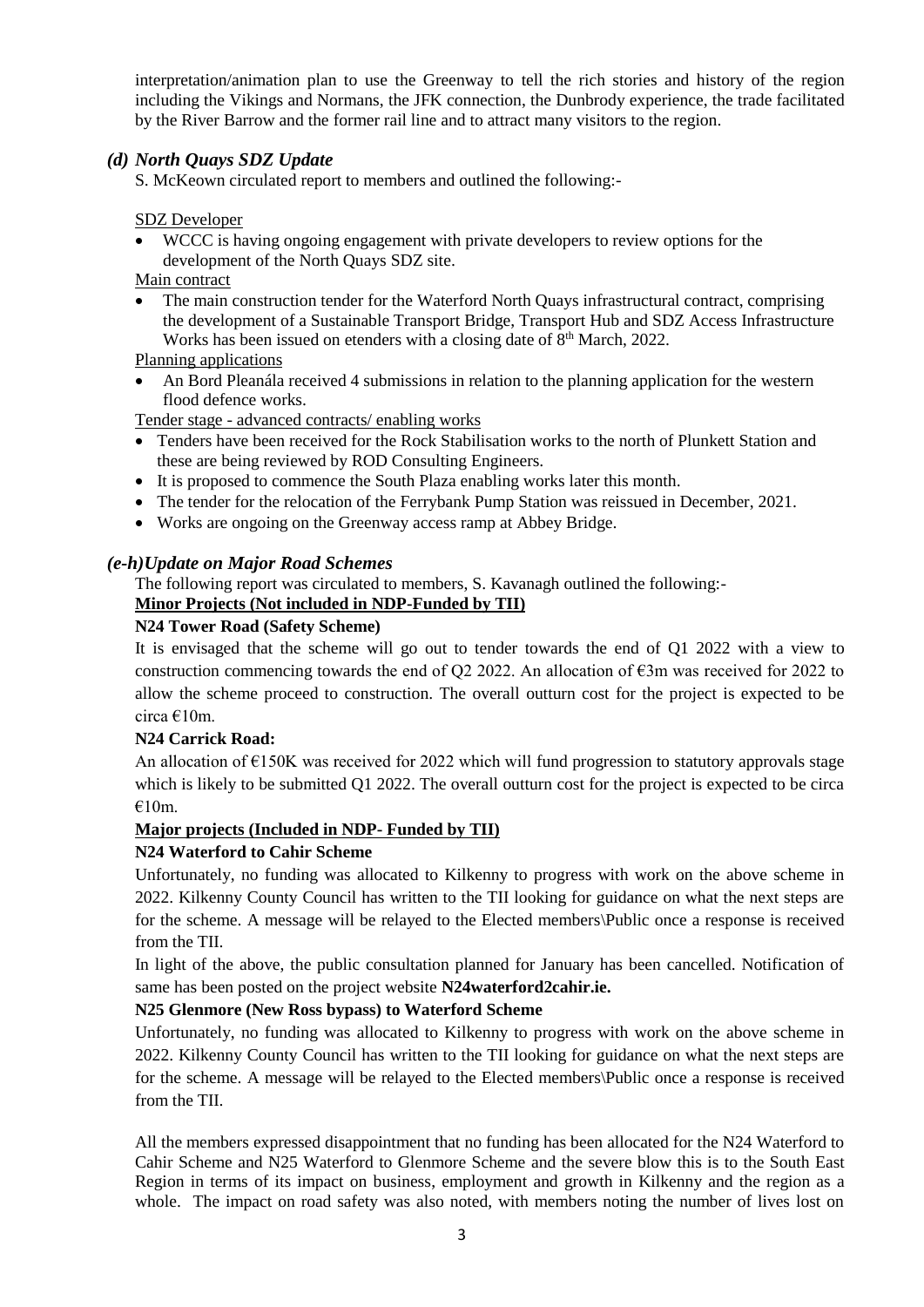interpretation/animation plan to use the Greenway to tell the rich stories and history of the region including the Vikings and Normans, the JFK connection, the Dunbrody experience, the trade facilitated by the River Barrow and the former rail line and to attract many visitors to the region.

### *(d) North Quays SDZ Update*

S. McKeown circulated report to members and outlined the following:-

SDZ Developer

- WCCC is having ongoing engagement with private developers to review options for the development of the North Quays SDZ site.

Main contract

- The main construction tender for the Waterford North Quays infrastructural contract, comprising the development of a Sustainable Transport Bridge, Transport Hub and SDZ Access Infrastructure Works has been issued on etenders with a closing date of 8th March, 2022.

Planning applications

- An Bord Pleanála received 4 submissions in relation to the planning application for the western flood defence works.

Tender stage - advanced contracts/ enabling works

- Tenders have been received for the Rock Stabilisation works to the north of Plunkett Station and these are being reviewed by ROD Consulting Engineers.
- It is proposed to commence the South Plaza enabling works later this month.
- The tender for the relocation of the Ferrybank Pump Station was reissued in December, 2021.
- Works are ongoing on the Greenway access ramp at Abbey Bridge.

### *(e-h)Update on Major Road Schemes*

The following report was circulated to members, S. Kavanagh outlined the following:-

**Minor Projects (Not included in NDP-Funded by TII)**

**N24 Tower Road (Safety Scheme)**

It is envisaged that the scheme will go out to tender towards the end of Q1 2022 with a view to construction commencing towards the end of Q2 2022. An allocation of €3m was received for 2022 to allow the scheme proceed to construction. The overall outturn cost for the project is expected to be circa €10m.

**N24 Carrick Road:**

An allocation of €150K was received for 2022 which will fund progression to statutory approvals stage which is likely to be submitted Q1 2022. The overall outturn cost for the project is expected to be circa €10m.

**Major projects (Included in NDP- Funded by TII)**

**N24 Waterford to Cahir Scheme**

Unfortunately, no funding was allocated to Kilkenny to progress with work on the above scheme in 2022. Kilkenny County Council has written to the TII looking for guidance on what the next steps are for the scheme. A message will be relayed to the Elected members\Public once a response is received from the TII.

In light of the above, the public consultation planned for January has been cancelled. Notification of same has been posted on the project website **N24waterford2cahir.ie.**

**N25 Glenmore (New Ross bypass) to Waterford Scheme**

Unfortunately, no funding was allocated to Kilkenny to progress with work on the above scheme in 2022. Kilkenny County Council has written to the TII looking for guidance on what the next steps are for the scheme. A message will be relayed to the Elected members\Public once a response is received from the TII.

All the members expressed disappointment that no funding has been allocated for the N24 Waterford to Cahir Scheme and N25 Waterford to Glenmore Scheme and the severe blow this is to the South East Region in terms of its impact on business, employment and growth in Kilkenny and the region as a whole. The impact on road safety was also noted, with members noting the number of lives lost on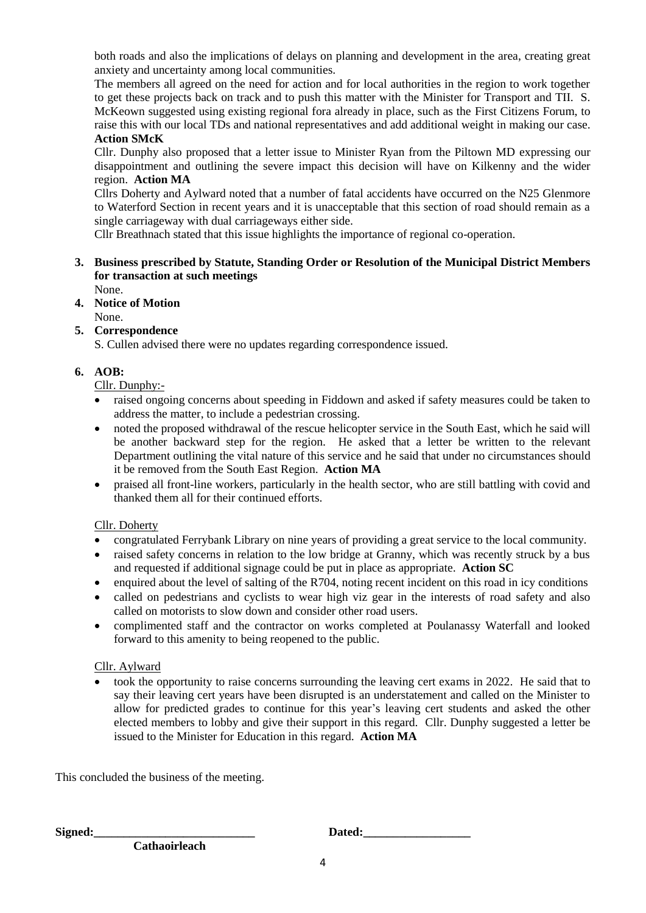both roads and also the implications of delays on planning and development in the area, creating great anxiety and uncertainty among local communities.

The members all agreed on the need for action and for local authorities in the region to work together to get these projects back on track and to push this matter with the Minister for Transport and TII. S. McKeown suggested using existing regional fora already in place, such as the First Citizens Forum, to raise this with our local TDs and national representatives and add additional weight in making our case. **Action SMcK**

Cllr. Dunphy also proposed that a letter issue to Minister Ryan from the Piltown MD expressing our disappointment and outlining the severe impact this decision will have on Kilkenny and the wider region. **Action MA**

Cllrs Doherty and Aylward noted that a number of fatal accidents have occurred on the N25 Glenmore to Waterford Section in recent years and it is unacceptable that this section of road should remain as a single carriageway with dual carriageways either side.

Cllr Breathnach stated that this issue highlights the importance of regional co-operation.

3. **Business prescribed by Statute, Standing Order or Resolution of the Municipal District Members for transaction at such meetings**
   None.
4. **Notice of Motion**
   None.
5. **Correspondence**
   S. Cullen advised there were no updates regarding correspondence issued.
6. **AOB:**

Cllr. Dunphy:-

- raised ongoing concerns about speeding in Fiddown and asked if safety measures could be taken to address the matter, to include a pedestrian crossing.
- noted the proposed withdrawal of the rescue helicopter service in the South East, which he said will be another backward step for the region. He asked that a letter be written to the relevant Department outlining the vital nature of this service and he said that under no circumstances should it be removed from the South East Region. **Action MA**
- praised all front-line workers, particularly in the health sector, who are still battling with covid and thanked them all for their continued efforts.

Cllr. Doherty

- congratulated Ferrybank Library on nine years of providing a great service to the local community.
- raised safety concerns in relation to the low bridge at Granny, which was recently struck by a bus and requested if additional signage could be put in place as appropriate. **Action SC**
- enquired about the level of salting of the R704, noting recent incident on this road in icy conditions
- called on pedestrians and cyclists to wear high viz gear in the interests of road safety and also called on motorists to slow down and consider other road users.
- complimented staff and the contractor on works completed at Poulanassy Waterfall and looked forward to this amenity to being reopened to the public.

Cllr. Aylward

- took the opportunity to raise concerns surrounding the leaving cert exams in 2022. He said that to say their leaving cert years have been disrupted is an understatement and called on the Minister to allow for predicted grades to continue for this year's leaving cert students and asked the other elected members to lobby and give their support in this regard. Cllr. Dunphy suggested a letter be issued to the Minister for Education in this regard. **Action MA**

This concluded the business of the meeting.

**Signed:\_\_\_\_\_\_\_\_\_\_\_\_\_\_\_\_\_\_\_\_\_\_\_\_\_\_\_** **Dated:\_\_\_\_\_\_\_\_\_\_\_\_\_\_\_\_\_\_**

**Cathaoirleach**